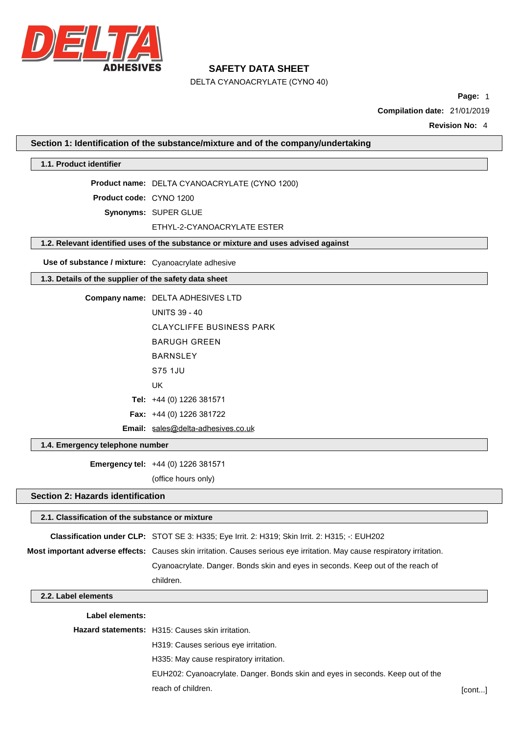DELTA ADHESIVES

# SAFETY DATA SHEET

DELTA CYANOACRYLATE (CYNO 40)

**Compilation date:** 21/01/2019

**Revision No:** 4

## Section 1: Identification of the substance/mixture and of the company/undertaking

### 1.1. Product identifier

**Product name:** DELTA CYANOACRYLATE (CYNO 1200)

**Product code:** CYNO 1200

**Synonyms:** SUPER GLUE

ETHYL-2-CYANOACRYLATE ESTER

### 1.2. Relevant identified uses of the substance or mixture and uses advised against

**Use of substance / mixture:** Cyanoacrylate adhesive

### 1.3. Details of the supplier of the safety data sheet

**Company name:** DELTA ADHESIVES LTD

UNITS 39 - 40

CLAYCLIFFE BUSINESS PARK

BARUGH GREEN

BARNSLEY

S75 1JU

UK

**Tel:** +44 (0) 1226 381571

**Fax:** +44 (0) 1226 381722

**Email:** sales@delta-adhesives.co.uk

### 1.4. Emergency telephone number

**Emergency tel:** +44 (0) 1226 381571

(office hours only)

## Section 2: Hazards identification

### 2.1. Classification of the substance or mixture

**Classification under CLP:** STOT SE 3: H335; Eye Irrit. 2: H319; Skin Irrit. 2: H315; -: EUH202

**Most important adverse effects:** Causes skin irritation. Causes serious eye irritation. May cause respiratory irritation. Cyanoacrylate. Danger. Bonds skin and eyes in seconds. Keep out of the reach of children.

### 2.2. Label elements

**Label elements:**

**Hazard statements:** H315: Causes skin irritation.

H319: Causes serious eye irritation.

H335: May cause respiratory irritation.

EUH202: Cyanoacrylate. Danger. Bonds skin and eyes in seconds. Keep out of the reach of children.

[cont...]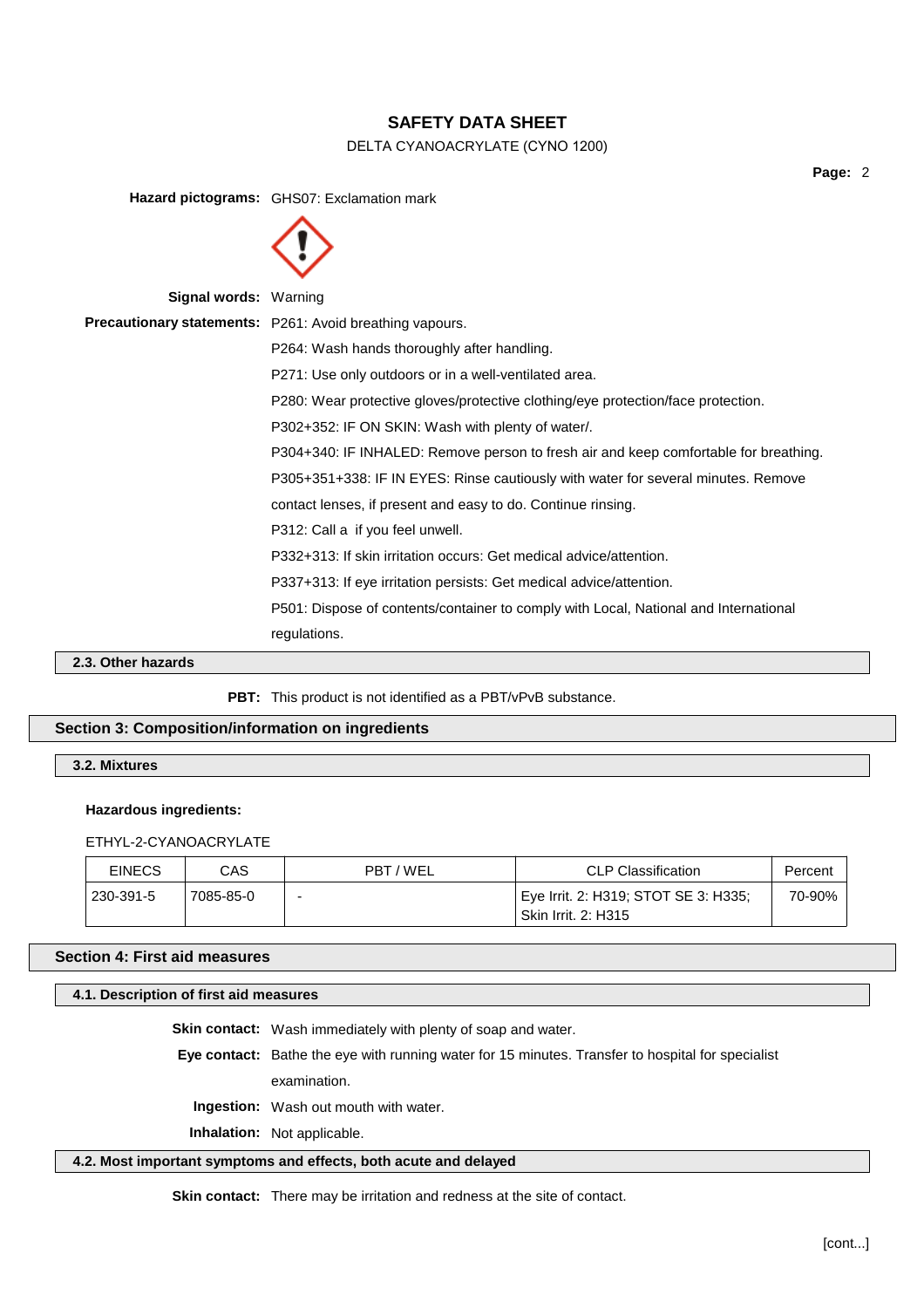**Hazard pictograms:** GHS07: Exclamation mark

**Signal words:** Warning

**Precautionary statements:** P261: Avoid breathing vapours.

P264: Wash hands thoroughly after handling.

P271: Use only outdoors or in a well-ventilated area.

P280: Wear protective gloves/protective clothing/eye protection/face protection.

P302+352: IF ON SKIN: Wash with plenty of water/.

P304+340: IF INHALED: Remove person to fresh air and keep comfortable for breathing.

P305+351+338: IF IN EYES: Rinse cautiously with water for several minutes. Remove contact lenses, if present and easy to do. Continue rinsing.

P312: Call a  if you feel unwell.

P332+313: If skin irritation occurs: Get medical advice/attention.

P337+313: If eye irritation persists: Get medical advice/attention.

P501: Dispose of contents/container to comply with Local, National and International regulations.

### 2.3. Other hazards

**PBT:** This product is not identified as a PBT/vPvB substance.

## Section 3: Composition/information on ingredients

### 3.2. Mixtures

**Hazardous ingredients:**

ETHYL-2-CYANOACRYLATE

| EINECS | CAS | PBT / WEL | CLP Classification | Percent |
|---|---|---|---|---|
| 230-391-5 | 7085-85-0 | - | Eye Irrit. 2: H319; STOT SE 3: H335; Skin Irrit. 2: H315 | 70-90% |

## Section 4: First aid measures

### 4.1. Description of first aid measures

**Skin contact:** Wash immediately with plenty of soap and water.

**Eye contact:** Bathe the eye with running water for 15 minutes. Transfer to hospital for specialist examination.

**Ingestion:** Wash out mouth with water.

**Inhalation:** Not applicable.

### 4.2. Most important symptoms and effects, both acute and delayed

**Skin contact:** There may be irritation and redness at the site of contact.

[cont...]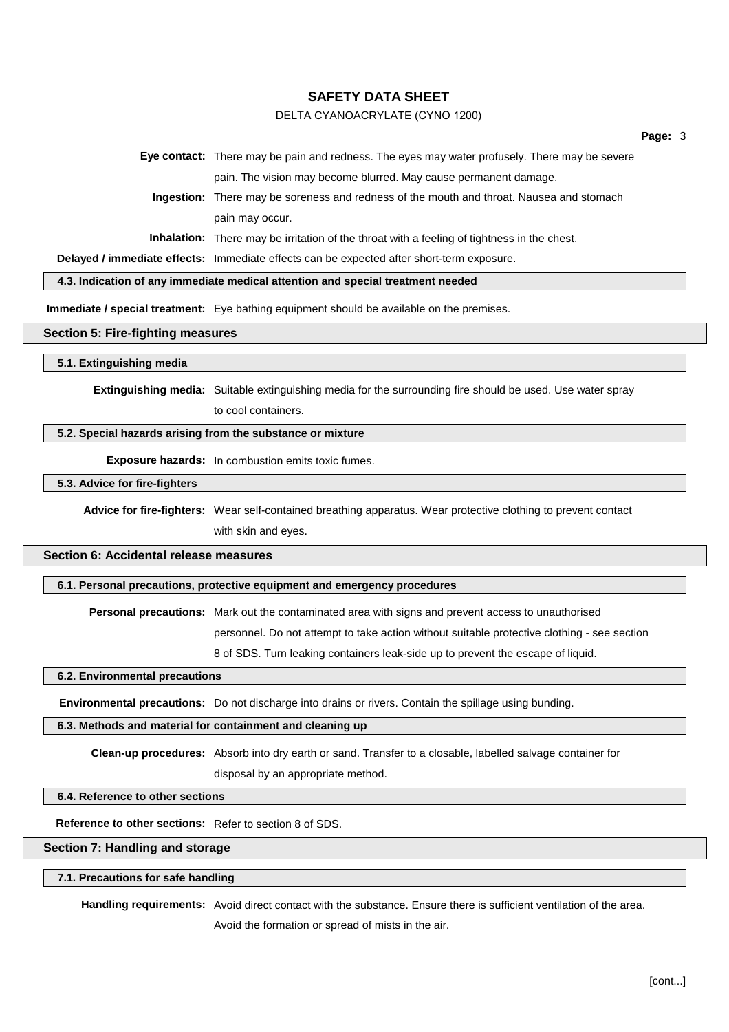**Eye contact:** There may be pain and redness. The eyes may water profusely. There may be severe pain. The vision may become blurred. May cause permanent damage.

**Ingestion:** There may be soreness and redness of the mouth and throat. Nausea and stomach pain may occur.

**Inhalation:** There may be irritation of the throat with a feeling of tightness in the chest.

**Delayed / immediate effects:** Immediate effects can be expected after short-term exposure.

### 4.3. Indication of any immediate medical attention and special treatment needed

**Immediate / special treatment:** Eye bathing equipment should be available on the premises.

## Section 5: Fire-fighting measures

### 5.1. Extinguishing media

**Extinguishing media:** Suitable extinguishing media for the surrounding fire should be used. Use water spray to cool containers.

### 5.2. Special hazards arising from the substance or mixture

**Exposure hazards:** In combustion emits toxic fumes.

### 5.3. Advice for fire-fighters

**Advice for fire-fighters:** Wear self-contained breathing apparatus. Wear protective clothing to prevent contact with skin and eyes.

## Section 6: Accidental release measures

### 6.1. Personal precautions, protective equipment and emergency procedures

**Personal precautions:** Mark out the contaminated area with signs and prevent access to unauthorised personnel. Do not attempt to take action without suitable protective clothing - see section 8 of SDS. Turn leaking containers leak-side up to prevent the escape of liquid.

### 6.2. Environmental precautions

**Environmental precautions:** Do not discharge into drains or rivers. Contain the spillage using bunding.

### 6.3. Methods and material for containment and cleaning up

**Clean-up procedures:** Absorb into dry earth or sand. Transfer to a closable, labelled salvage container for disposal by an appropriate method.

### 6.4. Reference to other sections

**Reference to other sections:** Refer to section 8 of SDS.

## Section 7: Handling and storage

### 7.1. Precautions for safe handling

**Handling requirements:** Avoid direct contact with the substance. Ensure there is sufficient ventilation of the area. Avoid the formation or spread of mists in the air.

[cont...]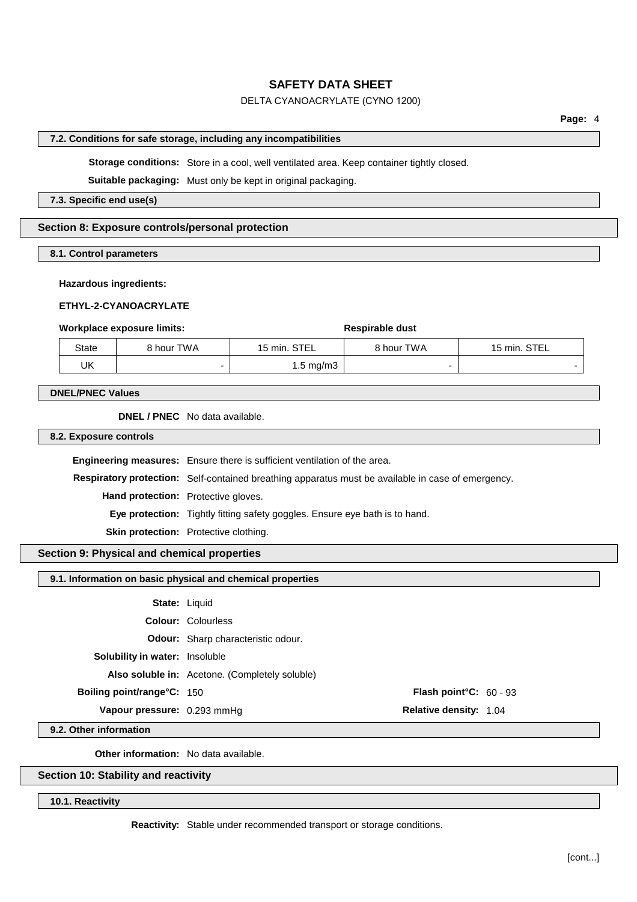#### 7.2. Conditions for safe storage, including any incompatibilities

**Storage conditions:** Store in a cool, well ventilated area. Keep container tightly closed.

**Suitable packaging:** Must only be kept in original packaging.

#### 7.3. Specific end use(s)

## Section 8: Exposure controls/personal protection

#### 8.1. Control parameters

**Hazardous ingredients:**

**ETHYL-2-CYANOACRYLATE**

**Workplace exposure limits:** **Respirable dust**

| State | 8 hour TWA | 15 min. STEL | 8 hour TWA | 15 min. STEL |
|---|---|---|---|---|
| UK | - | 1.5 mg/m3 | - | - |

#### DNEL/PNEC Values

**DNEL / PNEC** No data available.

#### 8.2. Exposure controls

**Engineering measures:** Ensure there is sufficient ventilation of the area.

**Respiratory protection:** Self-contained breathing apparatus must be available in case of emergency.

**Hand protection:** Protective gloves.

**Eye protection:** Tightly fitting safety goggles. Ensure eye bath is to hand.

**Skin protection:** Protective clothing.

## Section 9: Physical and chemical properties

#### 9.1. Information on basic physical and chemical properties

**State:** Liquid

**Colour:** Colourless

**Odour:** Sharp characteristic odour.

**Solubility in water:** Insoluble

**Also soluble in:** Acetone. (Completely soluble)

**Boiling point/range°C:** 150 **Flash point°C:** 60 - 93

**Vapour pressure:** 0.293 mmHg **Relative density:** 1.04

#### 9.2. Other information

**Other information:** No data available.

## Section 10: Stability and reactivity

#### 10.1. Reactivity

**Reactivity:** Stable under recommended transport or storage conditions.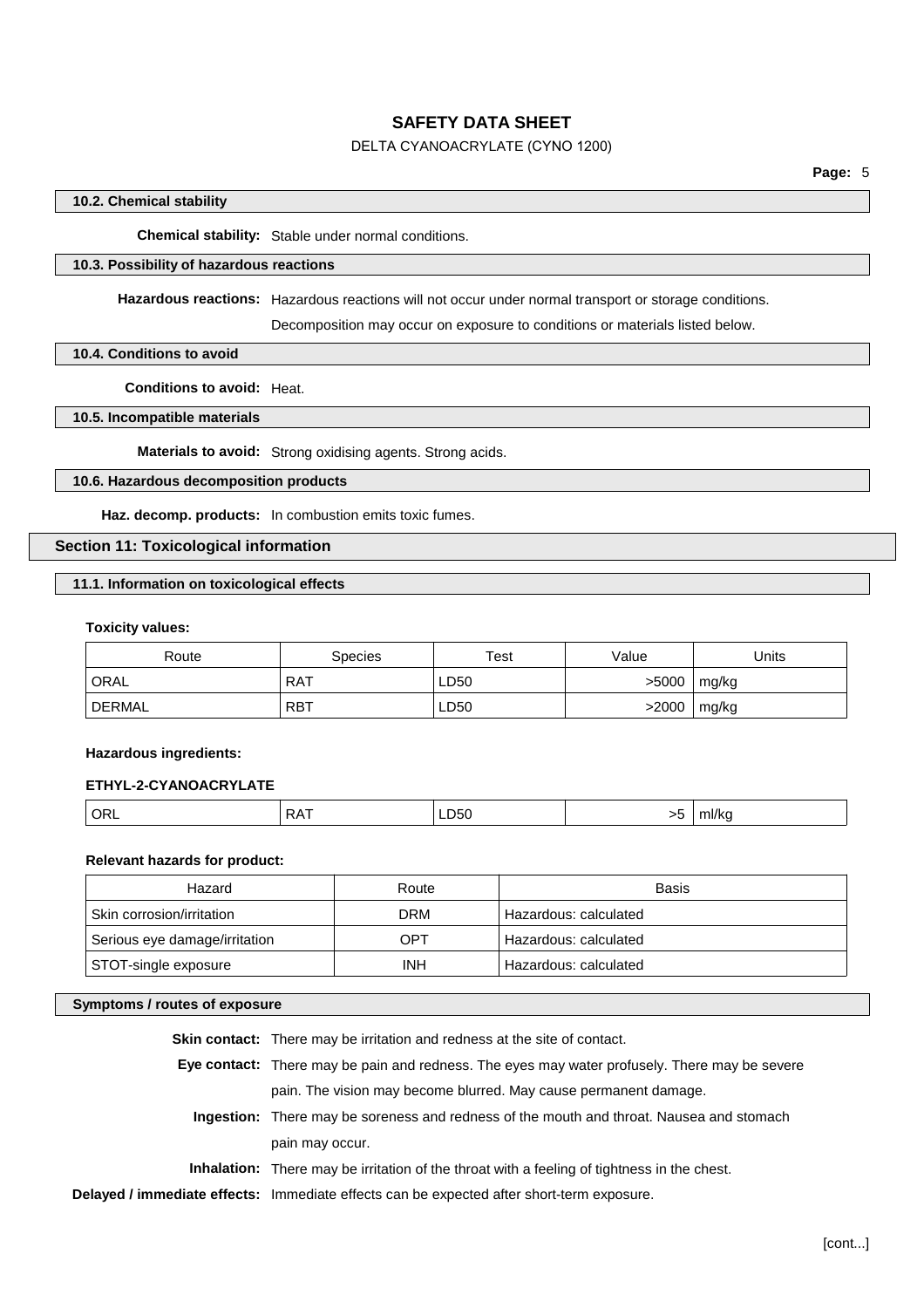### 10.2. Chemical stability

**Chemical stability:** Stable under normal conditions.

### 10.3. Possibility of hazardous reactions

**Hazardous reactions:** Hazardous reactions will not occur under normal transport or storage conditions. Decomposition may occur on exposure to conditions or materials listed below.

### 10.4. Conditions to avoid

**Conditions to avoid:** Heat.

### 10.5. Incompatible materials

**Materials to avoid:** Strong oxidising agents. Strong acids.

### 10.6. Hazardous decomposition products

**Haz. decomp. products:** In combustion emits toxic fumes.

## Section 11: Toxicological information

### 11.1. Information on toxicological effects

**Toxicity values:**

| Route | Species | Test | Value | Units |
|---|---|---|---|---|
| ORAL | RAT | LD50 | >5000 | mg/kg |
| DERMAL | RBT | LD50 | >2000 | mg/kg |

**Hazardous ingredients:**

**ETHYL-2-CYANOACRYLATE**

| | | | | |
|---|---|---|---|---|
| ORL | RAT | LD50 | >5 | ml/kg |

**Relevant hazards for product:**

| Hazard | Route | Basis |
|---|---|---|
| Skin corrosion/irritation | DRM | Hazardous: calculated |
| Serious eye damage/irritation | OPT | Hazardous: calculated |
| STOT-single exposure | INH | Hazardous: calculated |

### Symptoms / routes of exposure

**Skin contact:** There may be irritation and redness at the site of contact.

**Eye contact:** There may be pain and redness. The eyes may water profusely. There may be severe pain. The vision may become blurred. May cause permanent damage.

**Ingestion:** There may be soreness and redness of the mouth and throat. Nausea and stomach pain may occur.

**Inhalation:** There may be irritation of the throat with a feeling of tightness in the chest.

**Delayed / immediate effects:** Immediate effects can be expected after short-term exposure.

[cont...]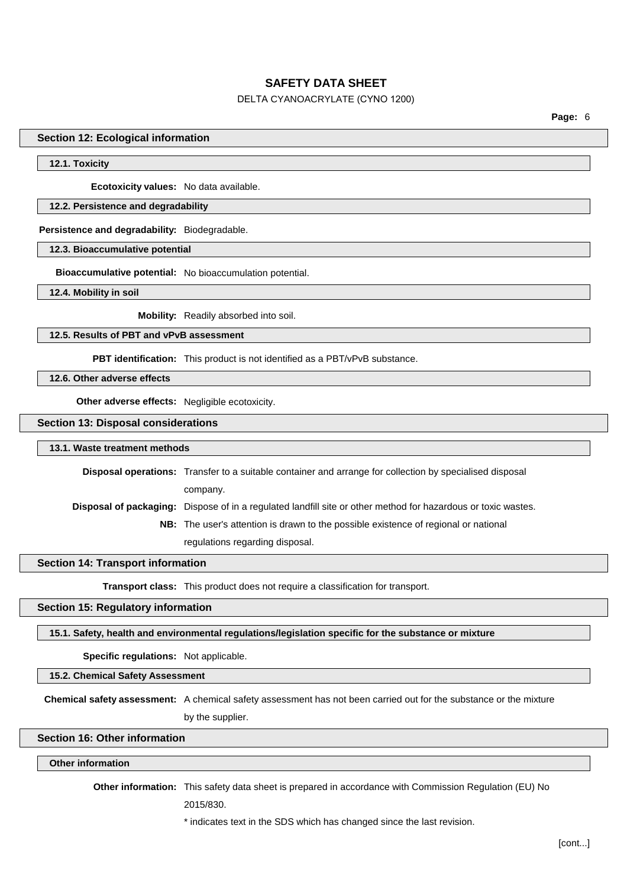## Section 12: Ecological information

### 12.1. Toxicity

**Ecotoxicity values:** No data available.

### 12.2. Persistence and degradability

**Persistence and degradability:** Biodegradable.

### 12.3. Bioaccumulative potential

**Bioaccumulative potential:** No bioaccumulation potential.

### 12.4. Mobility in soil

**Mobility:** Readily absorbed into soil.

### 12.5. Results of PBT and vPvB assessment

**PBT identification:** This product is not identified as a PBT/vPvB substance.

### 12.6. Other adverse effects

**Other adverse effects:** Negligible ecotoxicity.

## Section 13: Disposal considerations

### 13.1. Waste treatment methods

**Disposal operations:** Transfer to a suitable container and arrange for collection by specialised disposal company.

**Disposal of packaging:** Dispose of in a regulated landfill site or other method for hazardous or toxic wastes.

**NB:** The user's attention is drawn to the possible existence of regional or national regulations regarding disposal.

## Section 14: Transport information

**Transport class:** This product does not require a classification for transport.

## Section 15: Regulatory information

### 15.1. Safety, health and environmental regulations/legislation specific for the substance or mixture

**Specific regulations:** Not applicable.

### 15.2. Chemical Safety Assessment

**Chemical safety assessment:** A chemical safety assessment has not been carried out for the substance or the mixture by the supplier.

## Section 16: Other information

### Other information

**Other information:** This safety data sheet is prepared in accordance with Commission Regulation (EU) No 2015/830.

* indicates text in the SDS which has changed since the last revision.

[cont...]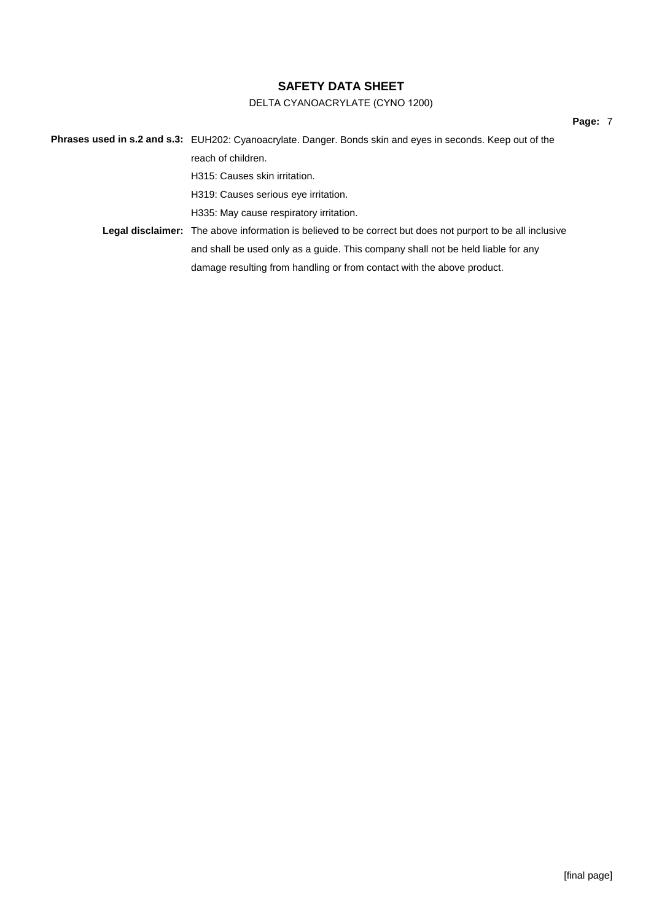**Phrases used in s.2 and s.3:** EUH202: Cyanoacrylate. Danger. Bonds skin and eyes in seconds. Keep out of the reach of children.

H315: Causes skin irritation.

H319: Causes serious eye irritation.

H335: May cause respiratory irritation.

**Legal disclaimer:** The above information is believed to be correct but does not purport to be all inclusive and shall be used only as a guide. This company shall not be held liable for any damage resulting from handling or from contact with the above product.

[final page]